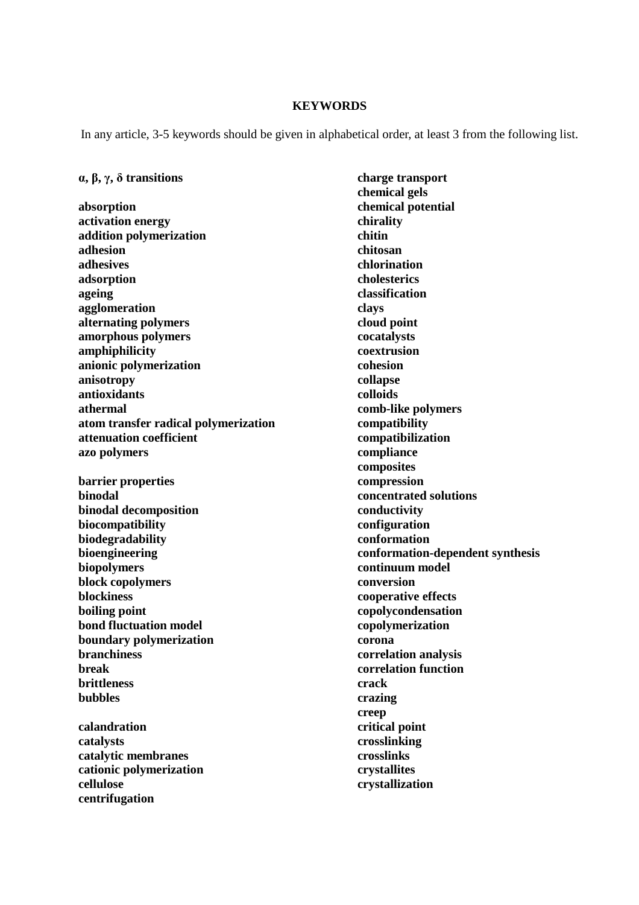# KEYWORDS

In any article, 3-5 keywords should be given in alphabetical order, at least 3 from the following list.

**α, β, γ, δ transitions**

**absorption**
**activation energy**
**addition polymerization**
**adhesion**
**adhesives**
**adsorption**
**ageing**
**agglomeration**
**alternating polymers**
**amorphous polymers**
**amphiphilicity**
**anionic polymerization**
**anisotropy**
**antioxidants**
**athermal**
**atom transfer radical polymerization**
**attenuation coefficient**
**azo polymers**

**barrier properties**
**binodal**
**binodal decomposition**
**biocompatibility**
**biodegradability**
**bioengineering**
**biopolymers**
**block copolymers**
**blockiness**
**boiling point**
**bond fluctuation model**
**boundary polymerization**
**branchiness**
**break**
**brittleness**
**bubbles**

**calandration**
**catalysts**
**catalytic membranes**
**cationic polymerization**
**cellulose**
**centrifugation**
**charge transport**
**chemical gels**
**chemical potential**
**chirality**
**chitin**
**chitosan**
**chlorination**
**cholesterics**
**classification**
**clays**
**cloud point**
**cocatalysts**
**coextrusion**
**cohesion**
**collapse**
**colloids**
**comb-like polymers**
**compatibility**
**compatibilization**
**compliance**
**composites**
**compression**
**concentrated solutions**
**conductivity**
**configuration**
**conformation**
**conformation-dependent synthesis**
**continuum model**
**conversion**
**cooperative effects**
**copolycondensation**
**copolymerization**
**corona**
**correlation analysis**
**correlation function**
**crack**
**crazing**
**creep**
**critical point**
**crosslinking**
**crosslinks**
**crystallites**
**crystallization**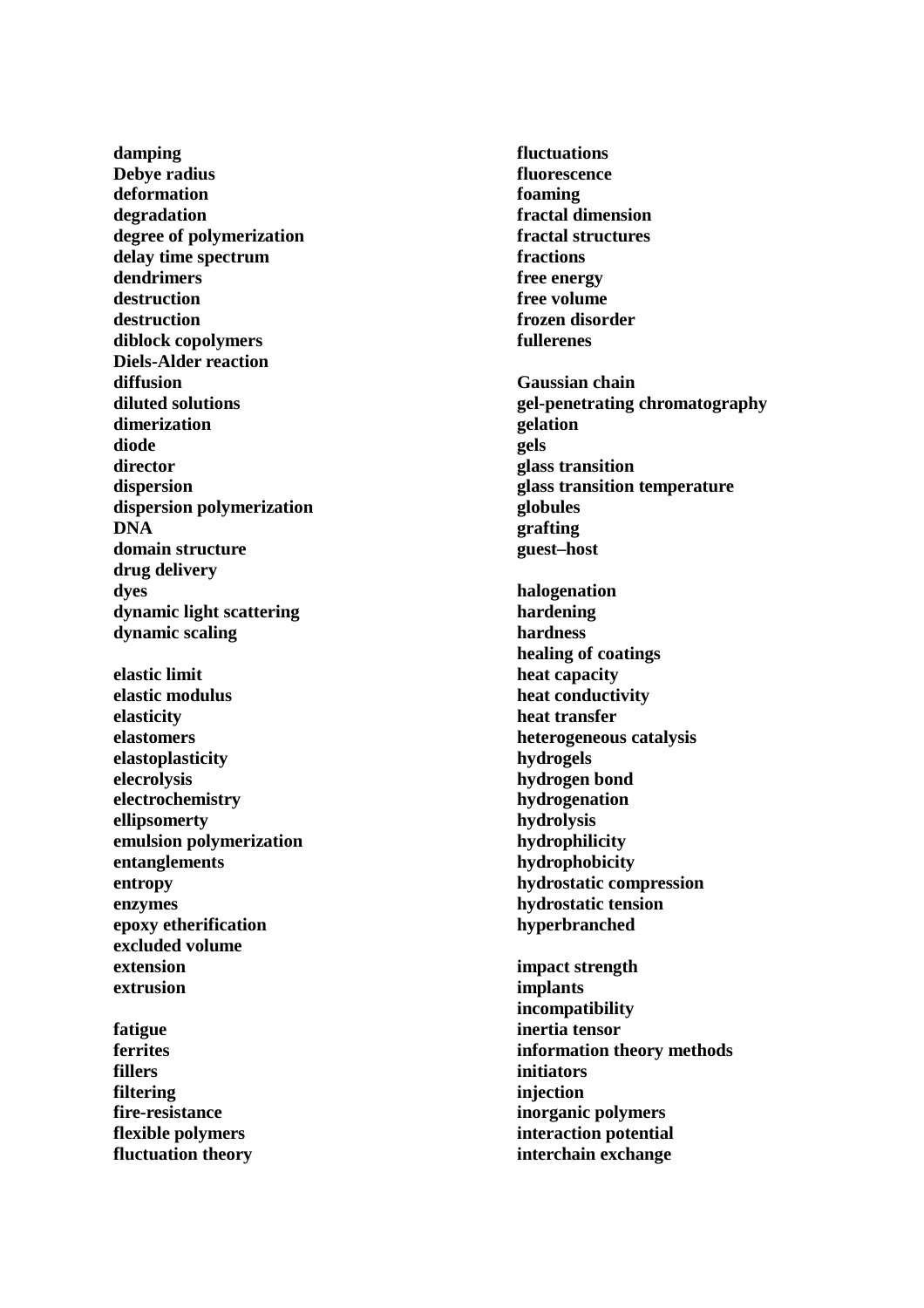**damping**
**Debye radius**
**deformation**
**degradation**
**degree of polymerization**
**delay time spectrum**
**dendrimers**
**destruction**
**destruction**
**diblock copolymers**
**Diels-Alder reaction**
**diffusion**
**diluted solutions**
**dimerization**
**diode**
**director**
**dispersion**
**dispersion polymerization**
**DNA**
**domain structure**
**drug delivery**
**dyes**
**dynamic light scattering**
**dynamic scaling**

**elastic limit**
**elastic modulus**
**elasticity**
**elastomers**
**elastoplasticity**
**elecrolysis**
**electrochemistry**
**ellipsomerty**
**emulsion polymerization**
**entanglements**
**entropy**
**enzymes**
**epoxy etherification**
**excluded volume**
**extension**
**extrusion**

**fatigue**
**ferrites**
**fillers**
**filtering**
**fire-resistance**
**flexible polymers**
**fluctuation theory**
**fluctuations**
**fluorescence**
**foaming**
**fractal dimension**
**fractal structures**
**fractions**
**free energy**
**free volume**
**frozen disorder**
**fullerenes**

**Gaussian chain**
**gel-penetrating chromatography**
**gelation**
**gels**
**glass transition**
**glass transition temperature**
**globules**
**grafting**
**guest–host**

**halogenation**
**hardening**
**hardness**
**healing of coatings**
**heat capacity**
**heat conductivity**
**heat transfer**
**heterogeneous catalysis**
**hydrogels**
**hydrogen bond**
**hydrogenation**
**hydrolysis**
**hydrophilicity**
**hydrophobicity**
**hydrostatic compression**
**hydrostatic tension**
**hyperbranched**

**impact strength**
**implants**
**incompatibility**
**inertia tensor**
**information theory methods**
**initiators**
**injection**
**inorganic polymers**
**interaction potential**
**interchain exchange**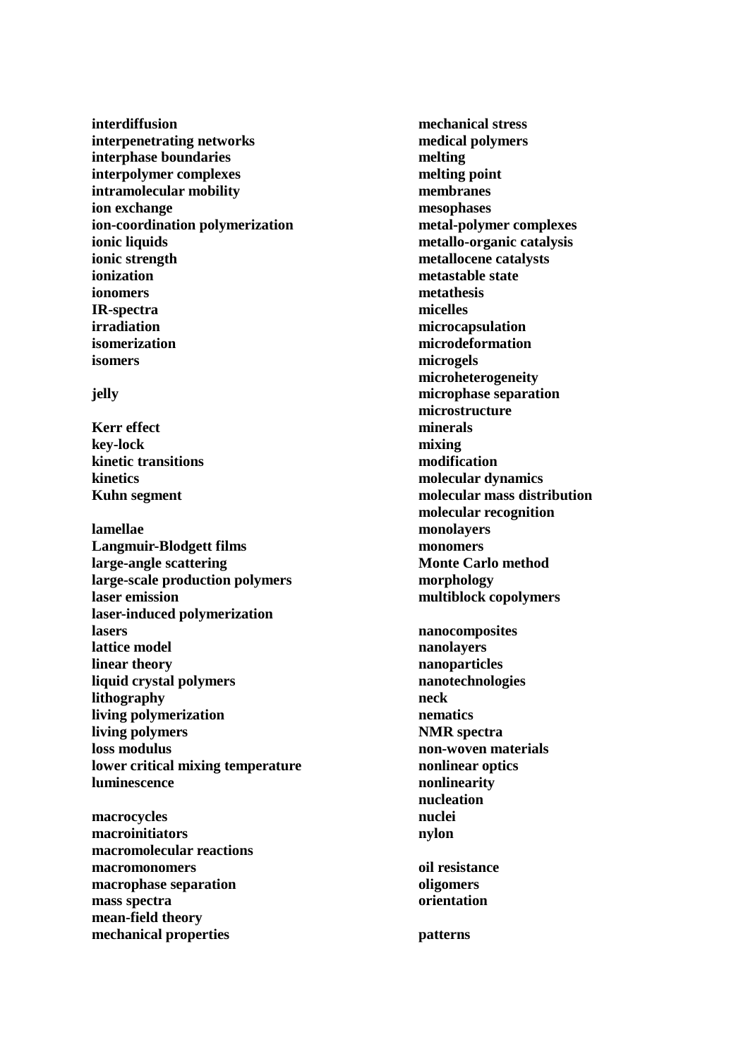**interdiffusion**
**interpenetrating networks**
**interphase boundaries**
**interpolymer complexes**
**intramolecular mobility**
**ion exchange**
**ion-coordination polymerization**
**ionic liquids**
**ionic strength**
**ionization**
**ionomers**
**IR-spectra**
**irradiation**
**isomerization**
**isomers**

**jelly**

**Kerr effect**
**key-lock**
**kinetic transitions**
**kinetics**
**Kuhn segment**

**lamellae**
**Langmuir-Blodgett films**
**large-angle scattering**
**large-scale production polymers**
**laser emission**
**laser-induced polymerization**
**lasers**
**lattice model**
**linear theory**
**liquid crystal polymers**
**lithography**
**living polymerization**
**living polymers**
**loss modulus**
**lower critical mixing temperature**
**luminescence**

**macrocycles**
**macroinitiators**
**macromolecular reactions**
**macromonomers**
**macrophase separation**
**mass spectra**
**mean-field theory**
**mechanical properties**
**mechanical stress**
**medical polymers**
**melting**
**melting point**
**membranes**
**mesophases**
**metal-polymer complexes**
**metallo-organic catalysis**
**metallocene catalysts**
**metastable state**
**metathesis**
**micelles**
**microcapsulation**
**microdeformation**
**microgels**
**microheterogeneity**
**microphase separation**
**microstructure**
**minerals**
**mixing**
**modification**
**molecular dynamics**
**molecular mass distribution**
**molecular recognition**
**monolayers**
**monomers**
**Monte Carlo method**
**morphology**
**multiblock copolymers**

**nanocomposites**
**nanolayers**
**nanoparticles**
**nanotechnologies**
**neck**
**nematics**
**NMR spectra**
**non-woven materials**
**nonlinear optics**
**nonlinearity**
**nucleation**
**nuclei**
**nylon**

**oil resistance**
**oligomers**
**orientation**

**patterns**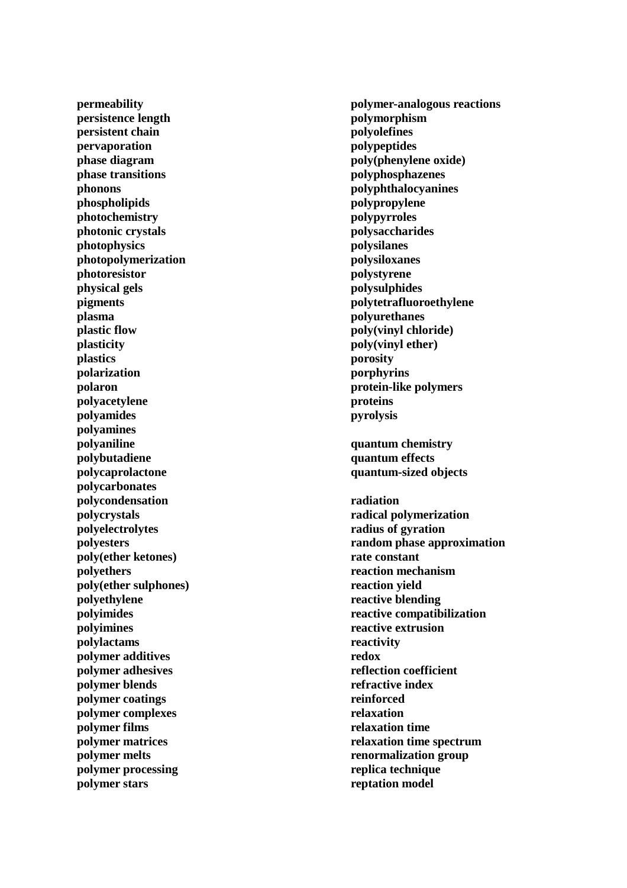**permeability**
**persistence length**
**persistent chain**
**pervaporation**
**phase diagram**
**phase transitions**
**phonons**
**phospholipids**
**photochemistry**
**photonic crystals**
**photophysics**
**photopolymerization**
**photoresistor**
**physical gels**
**pigments**
**plasma**
**plastic flow**
**plasticity**
**plastics**
**polarization**
**polaron**
**polyacetylene**
**polyamides**
**polyamines**
**polyaniline**
**polybutadiene**
**polycaprolactone**
**polycarbonates**
**polycondensation**
**polycrystals**
**polyelectrolytes**
**polyesters**
**poly(ether ketones)**
**polyethers**
**poly(ether sulphones)**
**polyethylene**
**polyimides**
**polyimines**
**polylactams**
**polymer additives**
**polymer adhesives**
**polymer blends**
**polymer coatings**
**polymer complexes**
**polymer films**
**polymer matrices**
**polymer melts**
**polymer processing**
**polymer stars**
**polymer-analogous reactions**
**polymorphism**
**polyolefines**
**polypeptides**
**poly(phenylene oxide)**
**polyphosphazenes**
**polyphthalocyanines**
**polypropylene**
**polypyrroles**
**polysaccharides**
**polysilanes**
**polysiloxanes**
**polystyrene**
**polysulphides**
**polytetrafluoroethylene**
**polyurethanes**
**poly(vinyl chloride)**
**poly(vinyl ether)**
**porosity**
**porphyrins**
**protein-like polymers**
**proteins**
**pyrolysis**

**quantum chemistry**
**quantum effects**
**quantum-sized objects**

**radiation**
**radical polymerization**
**radius of gyration**
**random phase approximation**
**rate constant**
**reaction mechanism**
**reaction yield**
**reactive blending**
**reactive compatibilization**
**reactive extrusion**
**reactivity**
**redox**
**reflection coefficient**
**refractive index**
**reinforced**
**relaxation**
**relaxation time**
**relaxation time spectrum**
**renormalization group**
**replica technique**
**reptation model**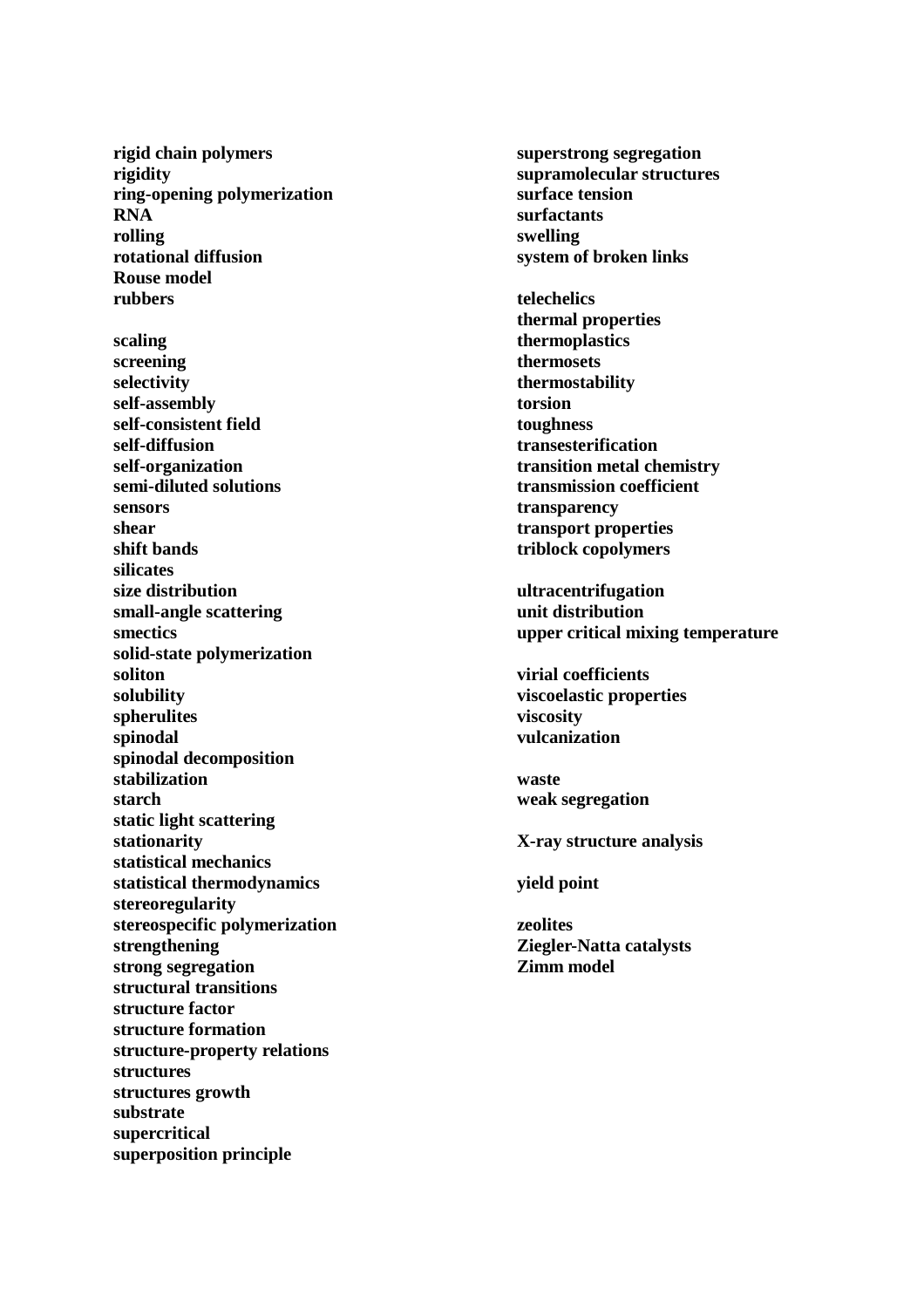**rigid chain polymers**
**rigidity**
**ring-opening polymerization**
**RNA**
**rolling**
**rotational diffusion**
**Rouse model**
**rubbers**

**scaling**
**screening**
**selectivity**
**self-assembly**
**self-consistent field**
**self-diffusion**
**self-organization**
**semi-diluted solutions**
**sensors**
**shear**
**shift bands**
**silicates**
**size distribution**
**small-angle scattering**
**smectics**
**solid-state polymerization**
**soliton**
**solubility**
**spherulites**
**spinodal**
**spinodal decomposition**
**stabilization**
**starch**
**static light scattering**
**stationarity**
**statistical mechanics**
**statistical thermodynamics**
**stereoregularity**
**stereospecific polymerization**
**strengthening**
**strong segregation**
**structural transitions**
**structure factor**
**structure formation**
**structure-property relations**
**structures**
**structures growth**
**substrate**
**supercritical**
**superposition principle**
**superstrong segregation**
**supramolecular structures**
**surface tension**
**surfactants**
**swelling**
**system of broken links**

**telechelics**
**thermal properties**
**thermoplastics**
**thermosets**
**thermostability**
**torsion**
**toughness**
**transesterification**
**transition metal chemistry**
**transmission coefficient**
**transparency**
**transport properties**
**triblock copolymers**

**ultracentrifugation**
**unit distribution**
**upper critical mixing temperature**

**virial coefficients**
**viscoelastic properties**
**viscosity**
**vulcanization**

**waste**
**weak segregation**

**X-ray structure analysis**

**yield point**

**zeolites**
**Ziegler-Natta catalysts**
**Zimm model**